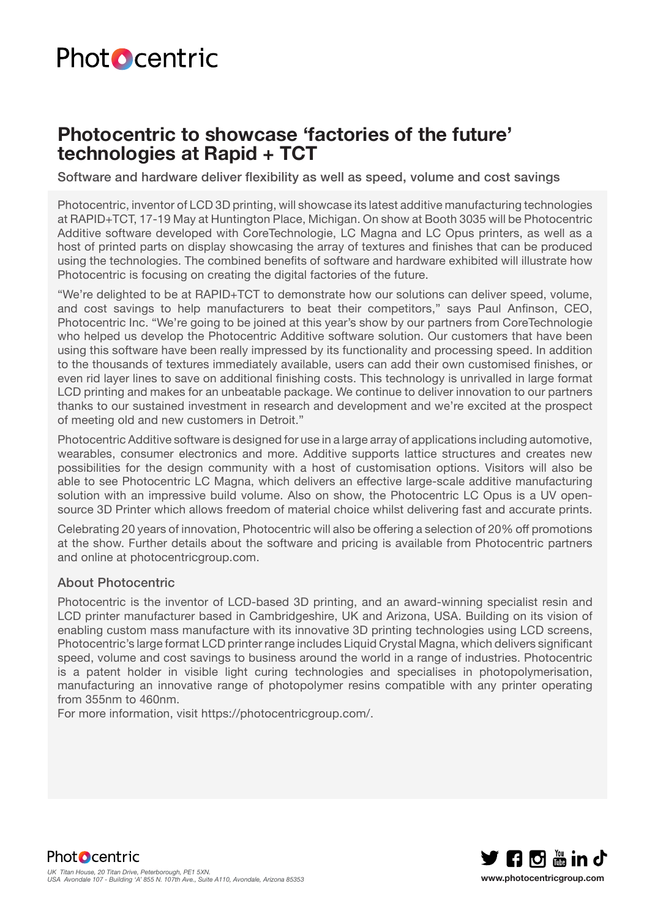# Photocentric to showcase 'factories of the future' technologies at Rapid + TCT

Software and hardware deliver flexibility as well as speed, volume and cost savings

Photocentric, inventor of LCD 3D printing, will showcase its latest additive manufacturing technologies at RAPID+TCT, 17-19 May at Huntington Place, Michigan. On show at Booth 3035 will be Photocentric Additive software developed with CoreTechnologie, LC Magna and LC Opus printers, as well as a host of printed parts on display showcasing the array of textures and finishes that can be produced using the technologies. The combined benefits of software and hardware exhibited will illustrate how Photocentric is focusing on creating the digital factories of the future.

"We're delighted to be at RAPID+TCT to demonstrate how our solutions can deliver speed, volume, and cost savings to help manufacturers to beat their competitors," says Paul Anfinson, CEO, Photocentric Inc. "We're going to be joined at this year's show by our partners from CoreTechnologie who helped us develop the Photocentric Additive software solution. Our customers that have been using this software have been really impressed by its functionality and processing speed. In addition to the thousands of textures immediately available, users can add their own customised finishes, or even rid layer lines to save on additional finishing costs. This technology is unrivalled in large format LCD printing and makes for an unbeatable package. We continue to deliver innovation to our partners thanks to our sustained investment in research and development and we're excited at the prospect of meeting old and new customers in Detroit."

Photocentric Additive software is designed for use in a large array of applications including automotive, wearables, consumer electronics and more. Additive supports lattice structures and creates new possibilities for the design community with a host of customisation options. Visitors will also be able to see Photocentric LC Magna, which delivers an effective large-scale additive manufacturing solution with an impressive build volume. Also on show, the Photocentric LC Opus is a UV open-source 3D Printer which allows freedom of material choice whilst delivering fast and accurate prints.

Celebrating 20 years of innovation, Photocentric will also be offering a selection of 20% off promotions at the show. Further details about the software and pricing is available from Photocentric partners and online at photocentricgroup.com.

## About Photocentric

Photocentric is the inventor of LCD-based 3D printing, and an award-winning specialist resin and LCD printer manufacturer based in Cambridgeshire, UK and Arizona, USA. Building on its vision of enabling custom mass manufacture with its innovative 3D printing technologies using LCD screens, Photocentric's large format LCD printer range includes Liquid Crystal Magna, which delivers significant speed, volume and cost savings to business around the world in a range of industries. Photocentric is a patent holder in visible light curing technologies and specialises in photopolymerisation, manufacturing an innovative range of photopolymer resins compatible with any printer operating from 355nm to 460nm.
For more information, visit https://photocentricgroup.com/.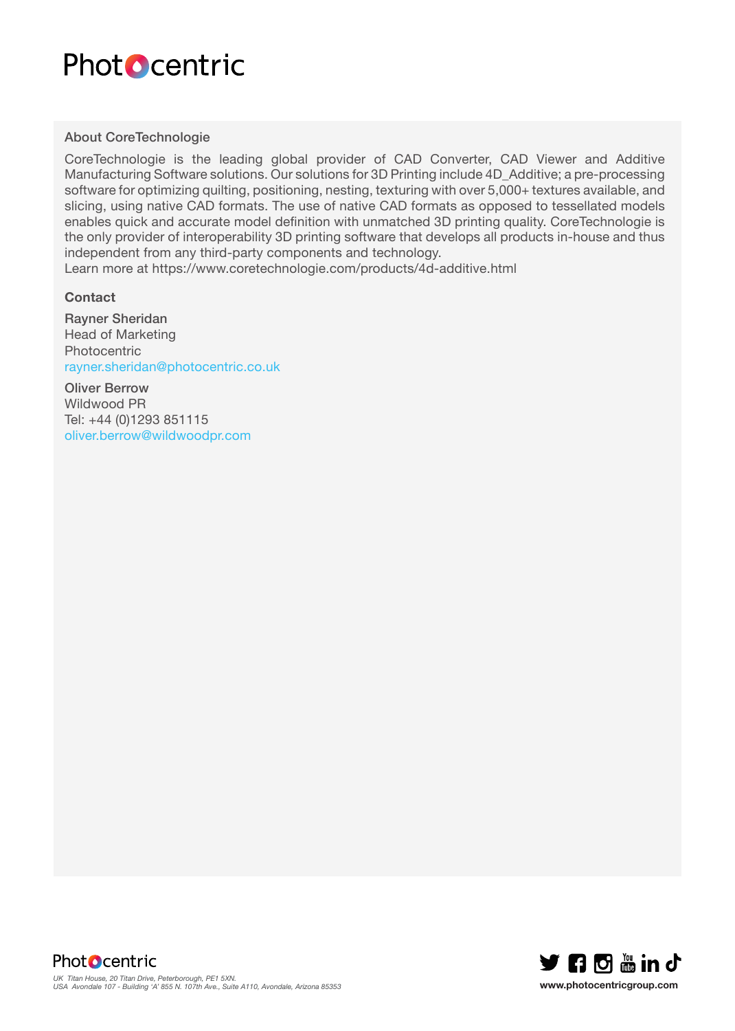### About CoreTechnologie

CoreTechnologie is the leading global provider of CAD Converter, CAD Viewer and Additive Manufacturing Software solutions. Our solutions for 3D Printing include 4D_Additive; a pre-processing software for optimizing quilting, positioning, nesting, texturing with over 5,000+ textures available, and slicing, using native CAD formats. The use of native CAD formats as opposed to tessellated models enables quick and accurate model definition with unmatched 3D printing quality. CoreTechnologie is the only provider of interoperability 3D printing software that develops all products in-house and thus independent from any third-party components and technology.
Learn more at https://www.coretechnologie.com/products/4d-additive.html

### Contact

**Rayner Sheridan**
Head of Marketing
Photocentric
rayner.sheridan@photocentric.co.uk

**Oliver Berrow**
Wildwood PR
Tel: +44 (0)1293 851115
oliver.berrow@wildwoodpr.com

*UK Titan House, 20 Titan Drive, Peterborough, PE1 5XN.*
*USA Avondale 107 - Building 'A' 855 N. 107th Ave., Suite A110, Avondale, Arizona 85353*

www.photocentricgroup.com